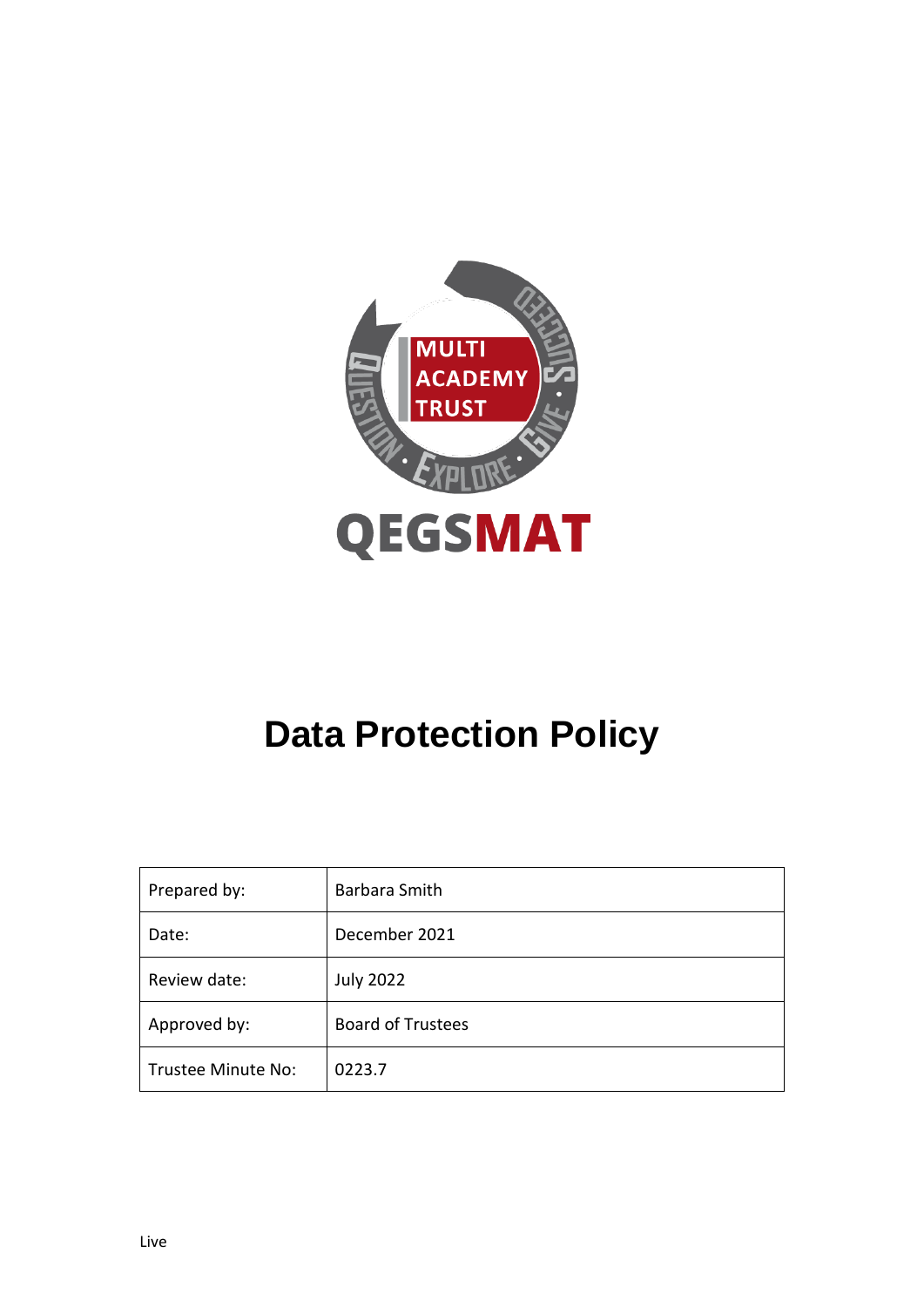MULTI ACADEMY TRUST

QEGSMAT

# Data Protection Policy

| Prepared by: | Barbara Smith |
| --- | --- |
| Date: | December 2021 |
| Review date: | July 2022 |
| Approved by: | Board of Trustees |
| Trustee Minute No: | 0223.7 |

Live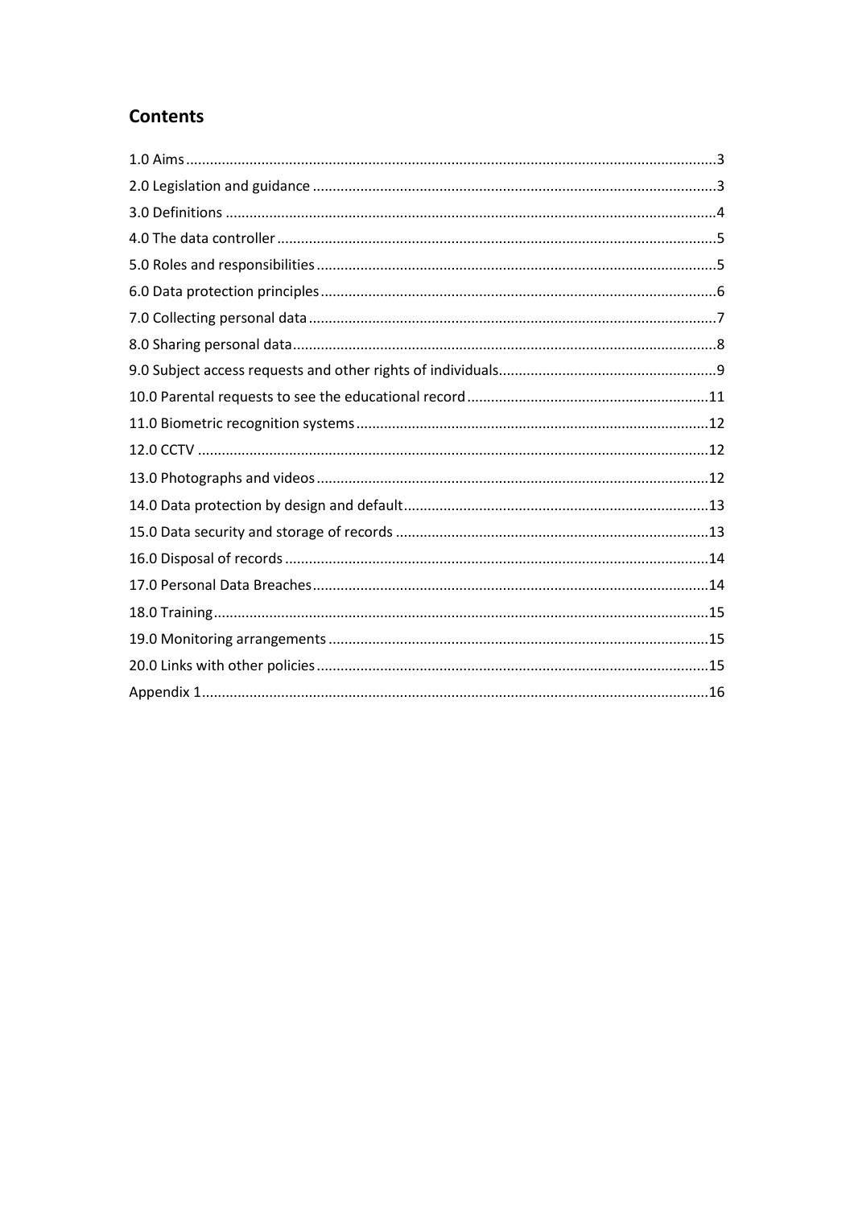## Contents

1.0 Aims.....3
2.0 Legislation and guidance.....3
3.0 Definitions.....4
4.0 The data controller.....5
5.0 Roles and responsibilities.....5
6.0 Data protection principles.....6
7.0 Collecting personal data.....7
8.0 Sharing personal data.....8
9.0 Subject access requests and other rights of individuals.....9
10.0 Parental requests to see the educational record.....11
11.0 Biometric recognition systems.....12
12.0 CCTV.....12
13.0 Photographs and videos.....12
14.0 Data protection by design and default.....13
15.0 Data security and storage of records.....13
16.0 Disposal of records.....14
17.0 Personal Data Breaches.....14
18.0 Training.....15
19.0 Monitoring arrangements.....15
20.0 Links with other policies.....15
Appendix 1.....16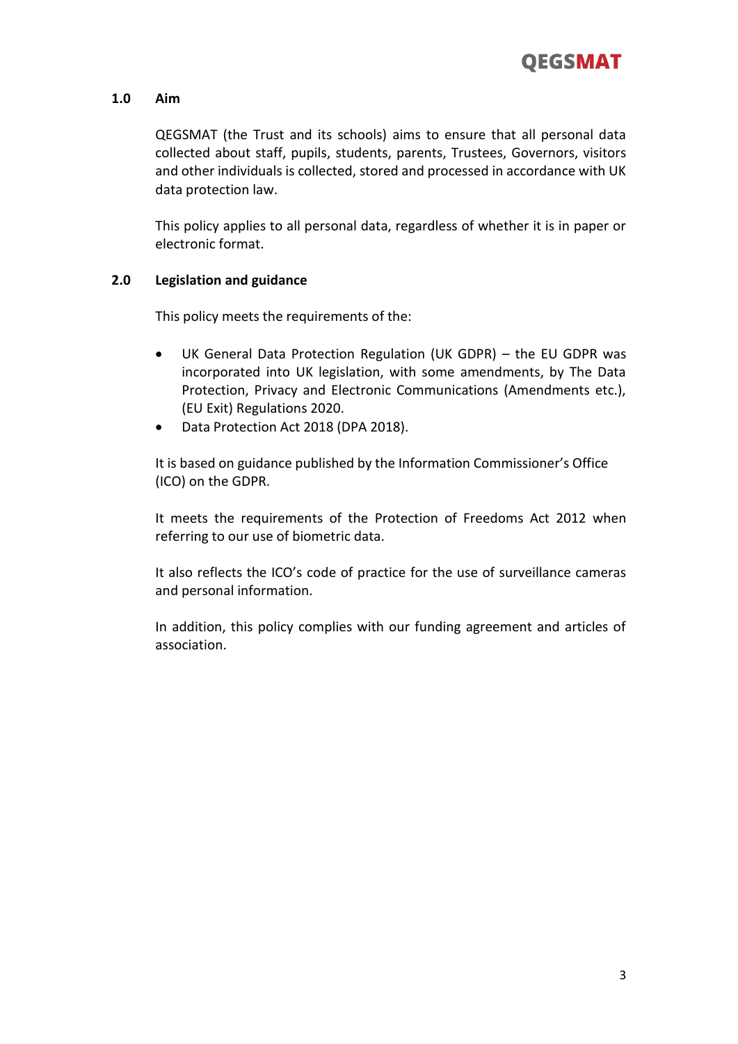## 1.0 Aim

QEGSMAT (the Trust and its schools) aims to ensure that all personal data collected about staff, pupils, students, parents, Trustees, Governors, visitors and other individuals is collected, stored and processed in accordance with UK data protection law.

This policy applies to all personal data, regardless of whether it is in paper or electronic format.

## 2.0 Legislation and guidance

This policy meets the requirements of the:

- UK General Data Protection Regulation (UK GDPR) – the EU GDPR was incorporated into UK legislation, with some amendments, by The Data Protection, Privacy and Electronic Communications (Amendments etc.), (EU Exit) Regulations 2020.
- Data Protection Act 2018 (DPA 2018).

It is based on guidance published by the Information Commissioner's Office (ICO) on the GDPR.

It meets the requirements of the Protection of Freedoms Act 2012 when referring to our use of biometric data.

It also reflects the ICO's code of practice for the use of surveillance cameras and personal information.

In addition, this policy complies with our funding agreement and articles of association.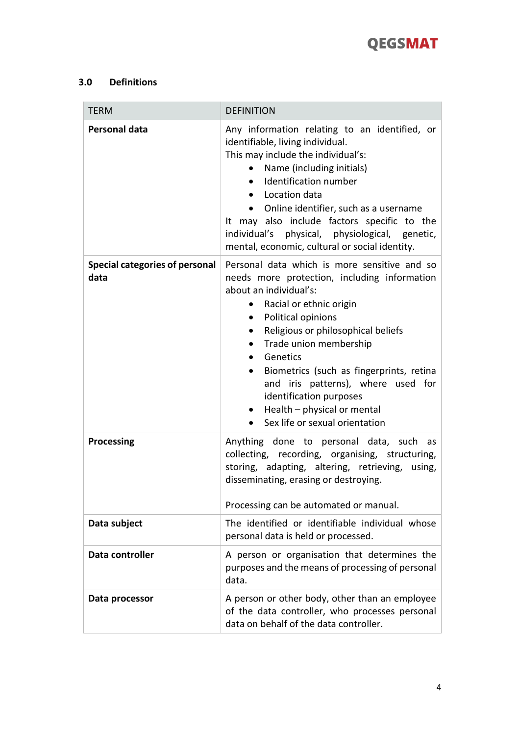### 3.0 Definitions

| TERM | DEFINITION |
|---|---|
| **Personal data** | Any information relating to an identified, or identifiable, living individual.<br>This may include the individual's:<br>• Name (including initials)<br>• Identification number<br>• Location data<br>• Online identifier, such as a username<br>It may also include factors specific to the individual's physical, physiological, genetic, mental, economic, cultural or social identity. |
| **Special categories of personal data** | Personal data which is more sensitive and so needs more protection, including information about an individual's:<br>• Racial or ethnic origin<br>• Political opinions<br>• Religious or philosophical beliefs<br>• Trade union membership<br>• Genetics<br>• Biometrics (such as fingerprints, retina and iris patterns), where used for identification purposes<br>• Health – physical or mental<br>• Sex life or sexual orientation |
| **Processing** | Anything done to personal data, such as collecting, recording, organising, structuring, storing, adapting, altering, retrieving, using, disseminating, erasing or destroying.<br><br>Processing can be automated or manual. |
| **Data subject** | The identified or identifiable individual whose personal data is held or processed. |
| **Data controller** | A person or organisation that determines the purposes and the means of processing of personal data. |
| **Data processor** | A person or other body, other than an employee of the data controller, who processes personal data on behalf of the data controller. |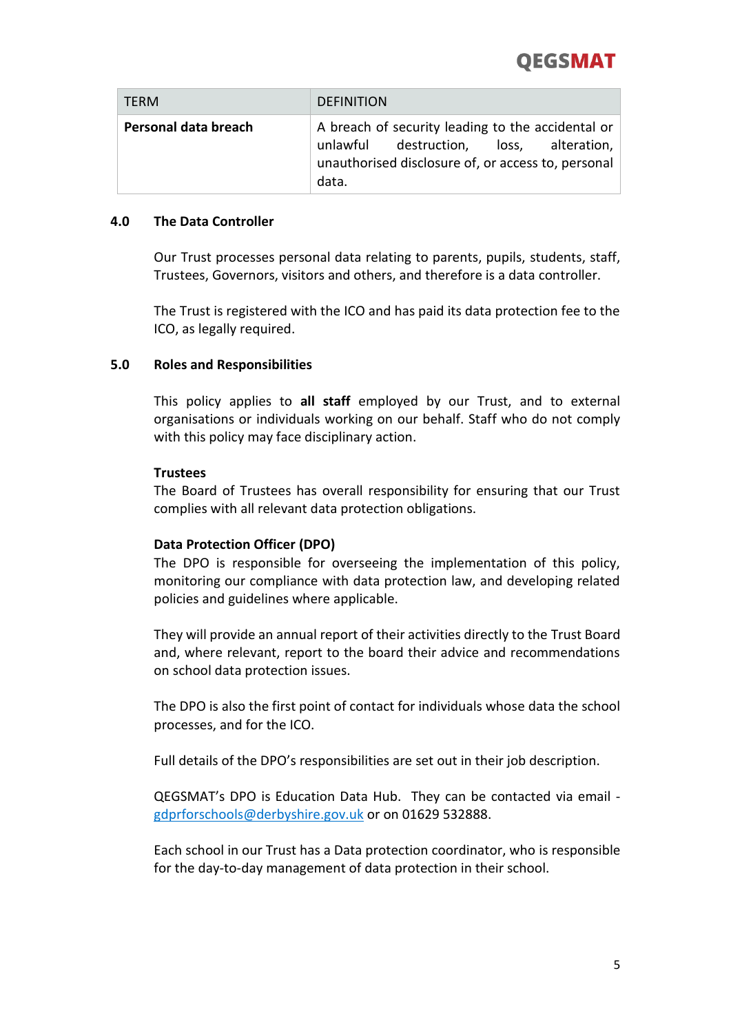| TERM | DEFINITION |
| --- | --- |
| **Personal data breach** | A breach of security leading to the accidental or unlawful destruction, loss, alteration, unauthorised disclosure of, or access to, personal data. |

## 4.0 The Data Controller

Our Trust processes personal data relating to parents, pupils, students, staff, Trustees, Governors, visitors and others, and therefore is a data controller.

The Trust is registered with the ICO and has paid its data protection fee to the ICO, as legally required.

## 5.0 Roles and Responsibilities

This policy applies to **all staff** employed by our Trust, and to external organisations or individuals working on our behalf. Staff who do not comply with this policy may face disciplinary action.

**Trustees**
The Board of Trustees has overall responsibility for ensuring that our Trust complies with all relevant data protection obligations.

**Data Protection Officer (DPO)**
The DPO is responsible for overseeing the implementation of this policy, monitoring our compliance with data protection law, and developing related policies and guidelines where applicable.

They will provide an annual report of their activities directly to the Trust Board and, where relevant, report to the board their advice and recommendations on school data protection issues.

The DPO is also the first point of contact for individuals whose data the school processes, and for the ICO.

Full details of the DPO's responsibilities are set out in their job description.

QEGSMAT's DPO is Education Data Hub. They can be contacted via email - gdprforschools@derbyshire.gov.uk or on 01629 532888.

Each school in our Trust has a Data protection coordinator, who is responsible for the day-to-day management of data protection in their school.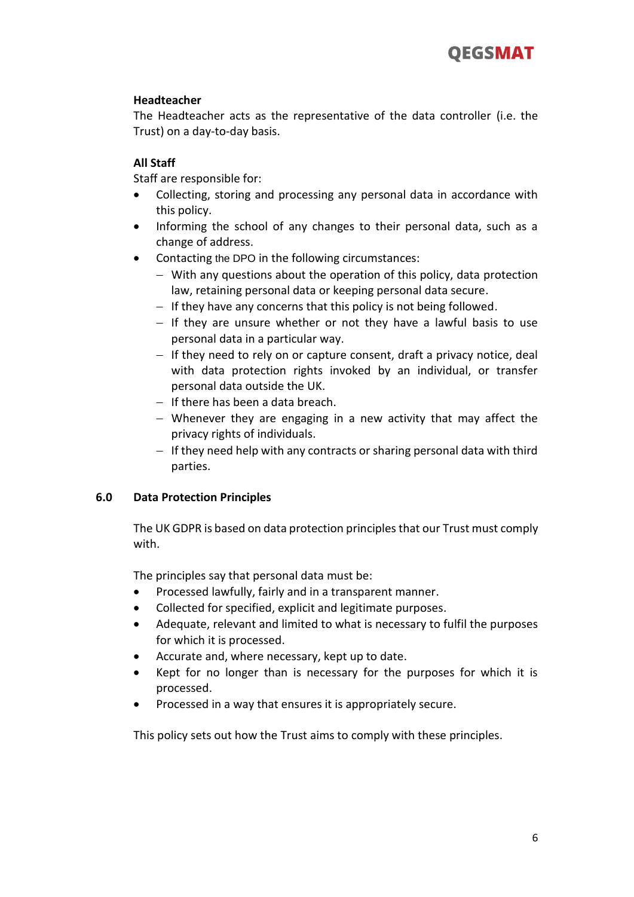**Headteacher**

The Headteacher acts as the representative of the data controller (i.e. the Trust) on a day-to-day basis.

**All Staff**

Staff are responsible for:

- Collecting, storing and processing any personal data in accordance with this policy.
- Informing the school of any changes to their personal data, such as a change of address.
- Contacting the DPO in the following circumstances:
  - With any questions about the operation of this policy, data protection law, retaining personal data or keeping personal data secure.
  - If they have any concerns that this policy is not being followed.
  - If they are unsure whether or not they have a lawful basis to use personal data in a particular way.
  - If they need to rely on or capture consent, draft a privacy notice, deal with data protection rights invoked by an individual, or transfer personal data outside the UK.
  - If there has been a data breach.
  - Whenever they are engaging in a new activity that may affect the privacy rights of individuals.
  - If they need help with any contracts or sharing personal data with third parties.

## 6.0 Data Protection Principles

The UK GDPR is based on data protection principles that our Trust must comply with.

The principles say that personal data must be:

- Processed lawfully, fairly and in a transparent manner.
- Collected for specified, explicit and legitimate purposes.
- Adequate, relevant and limited to what is necessary to fulfil the purposes for which it is processed.
- Accurate and, where necessary, kept up to date.
- Kept for no longer than is necessary for the purposes for which it is processed.
- Processed in a way that ensures it is appropriately secure.

This policy sets out how the Trust aims to comply with these principles.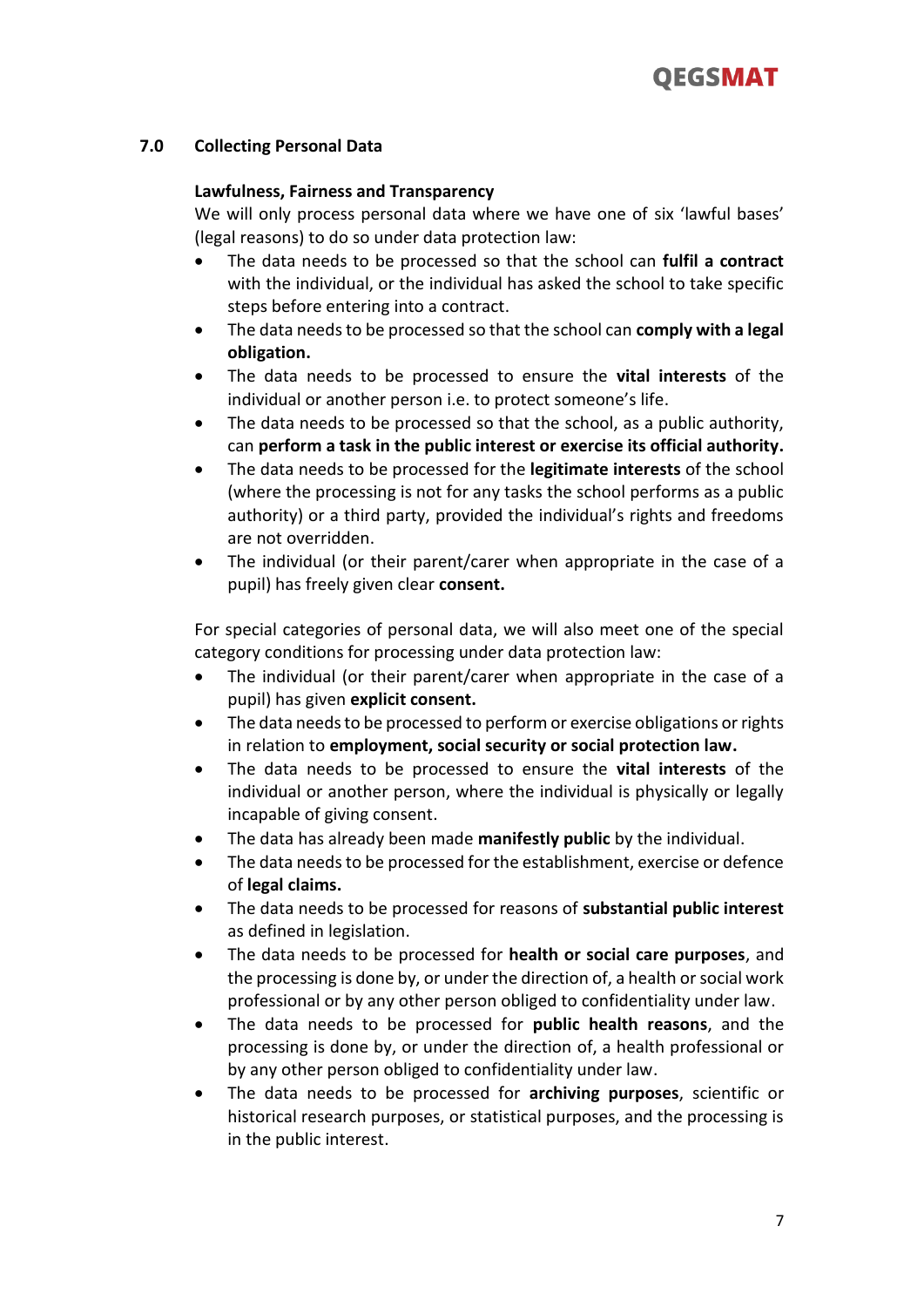## 7.0 Collecting Personal Data

### Lawfulness, Fairness and Transparency

We will only process personal data where we have one of six 'lawful bases' (legal reasons) to do so under data protection law:

- The data needs to be processed so that the school can **fulfil a contract** with the individual, or the individual has asked the school to take specific steps before entering into a contract.
- The data needs to be processed so that the school can **comply with a legal obligation.**
- The data needs to be processed to ensure the **vital interests** of the individual or another person i.e. to protect someone's life.
- The data needs to be processed so that the school, as a public authority, can **perform a task in the public interest or exercise its official authority.**
- The data needs to be processed for the **legitimate interests** of the school (where the processing is not for any tasks the school performs as a public authority) or a third party, provided the individual's rights and freedoms are not overridden.
- The individual (or their parent/carer when appropriate in the case of a pupil) has freely given clear **consent.**

For special categories of personal data, we will also meet one of the special category conditions for processing under data protection law:

- The individual (or their parent/carer when appropriate in the case of a pupil) has given **explicit consent.**
- The data needs to be processed to perform or exercise obligations or rights in relation to **employment, social security or social protection law.**
- The data needs to be processed to ensure the **vital interests** of the individual or another person, where the individual is physically or legally incapable of giving consent.
- The data has already been made **manifestly public** by the individual.
- The data needs to be processed for the establishment, exercise or defence of **legal claims.**
- The data needs to be processed for reasons of **substantial public interest** as defined in legislation.
- The data needs to be processed for **health or social care purposes**, and the processing is done by, or under the direction of, a health or social work professional or by any other person obliged to confidentiality under law.
- The data needs to be processed for **public health reasons**, and the processing is done by, or under the direction of, a health professional or by any other person obliged to confidentiality under law.
- The data needs to be processed for **archiving purposes**, scientific or historical research purposes, or statistical purposes, and the processing is in the public interest.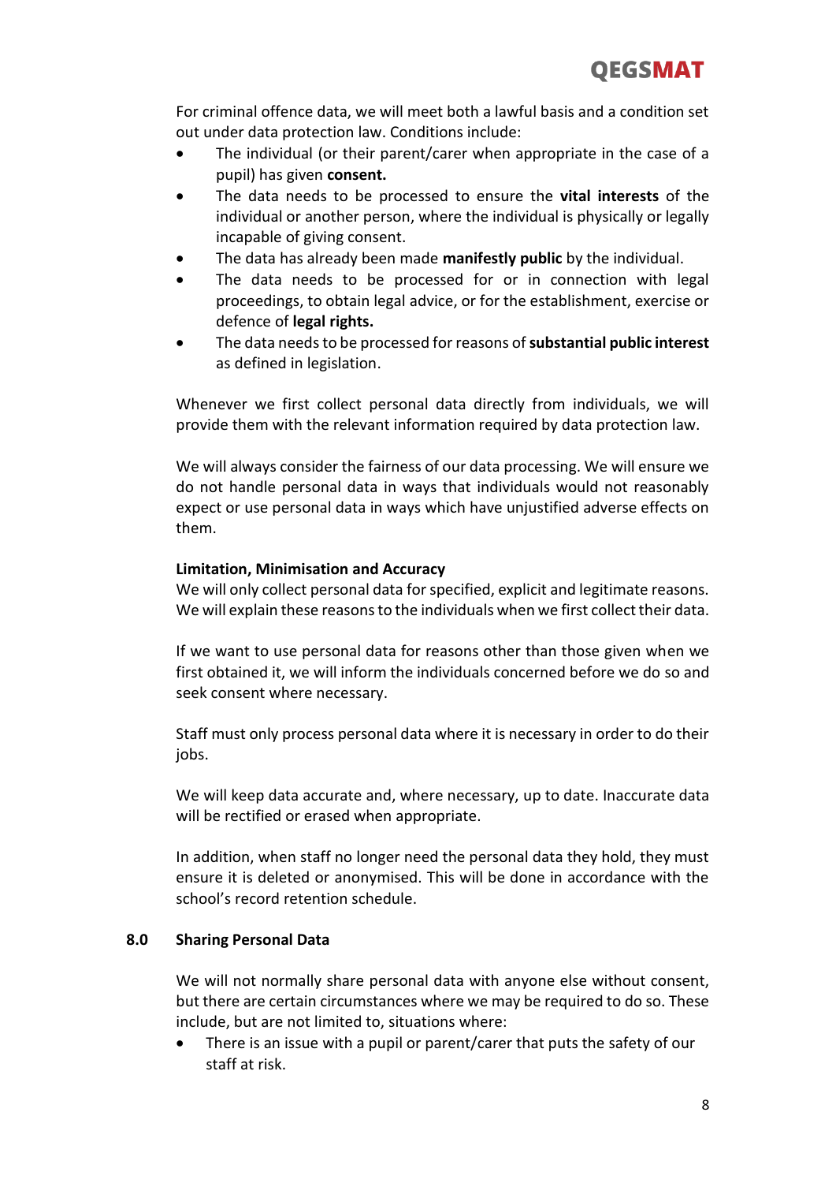For criminal offence data, we will meet both a lawful basis and a condition set out under data protection law. Conditions include:

- The individual (or their parent/carer when appropriate in the case of a pupil) has given **consent.**
- The data needs to be processed to ensure the **vital interests** of the individual or another person, where the individual is physically or legally incapable of giving consent.
- The data has already been made **manifestly public** by the individual.
- The data needs to be processed for or in connection with legal proceedings, to obtain legal advice, or for the establishment, exercise or defence of **legal rights.**
- The data needs to be processed for reasons of **substantial public interest** as defined in legislation.

Whenever we first collect personal data directly from individuals, we will provide them with the relevant information required by data protection law.

We will always consider the fairness of our data processing. We will ensure we do not handle personal data in ways that individuals would not reasonably expect or use personal data in ways which have unjustified adverse effects on them.

**Limitation, Minimisation and Accuracy**

We will only collect personal data for specified, explicit and legitimate reasons. We will explain these reasons to the individuals when we first collect their data.

If we want to use personal data for reasons other than those given when we first obtained it, we will inform the individuals concerned before we do so and seek consent where necessary.

Staff must only process personal data where it is necessary in order to do their jobs.

We will keep data accurate and, where necessary, up to date. Inaccurate data will be rectified or erased when appropriate.

In addition, when staff no longer need the personal data they hold, they must ensure it is deleted or anonymised. This will be done in accordance with the school's record retention schedule.

## 8.0 Sharing Personal Data

We will not normally share personal data with anyone else without consent, but there are certain circumstances where we may be required to do so. These include, but are not limited to, situations where:

- There is an issue with a pupil or parent/carer that puts the safety of our staff at risk.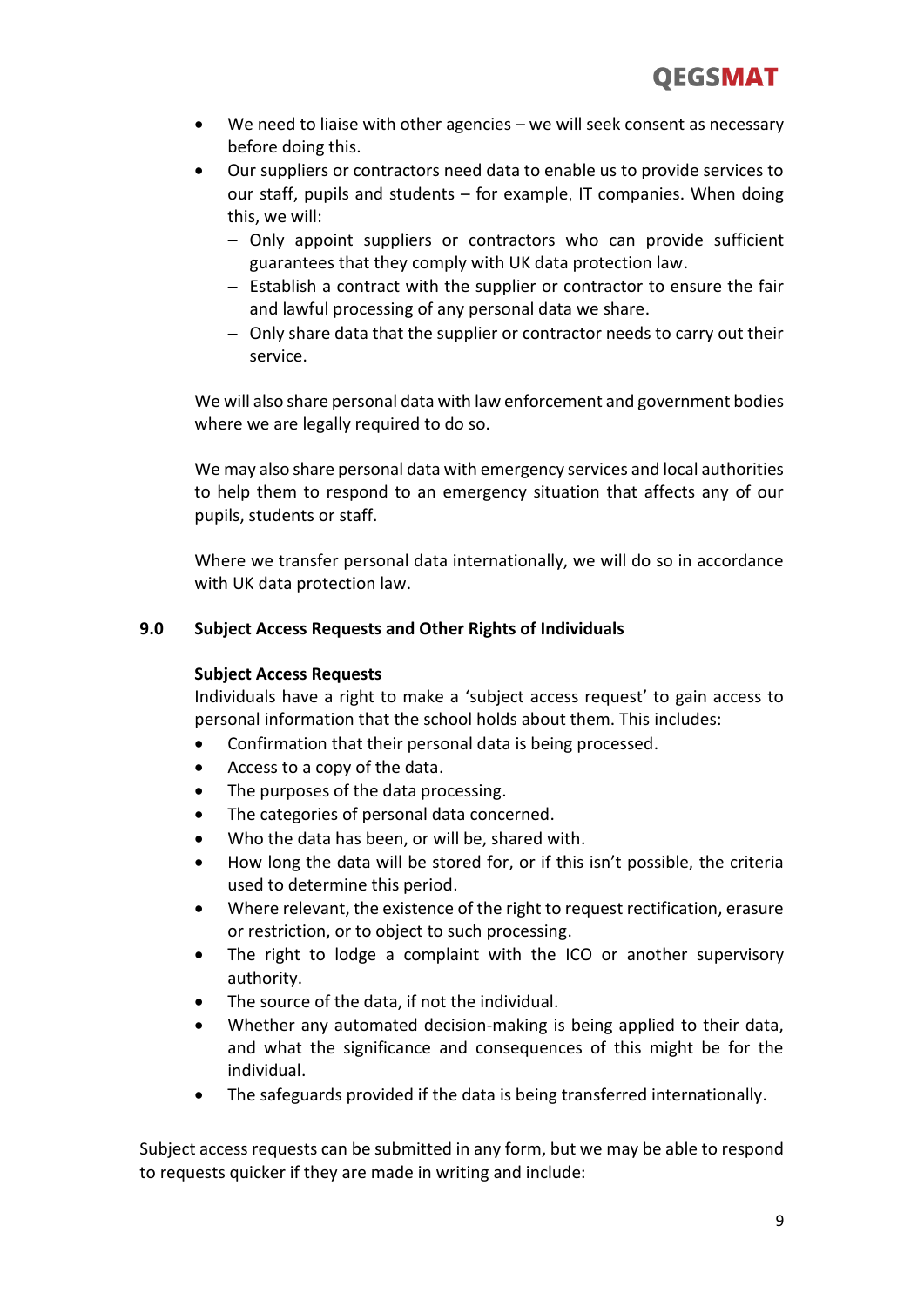- We need to liaise with other agencies – we will seek consent as necessary before doing this.
- Our suppliers or contractors need data to enable us to provide services to our staff, pupils and students – for example, IT companies. When doing this, we will:
  - Only appoint suppliers or contractors who can provide sufficient guarantees that they comply with UK data protection law.
  - Establish a contract with the supplier or contractor to ensure the fair and lawful processing of any personal data we share.
  - Only share data that the supplier or contractor needs to carry out their service.

We will also share personal data with law enforcement and government bodies where we are legally required to do so.

We may also share personal data with emergency services and local authorities to help them to respond to an emergency situation that affects any of our pupils, students or staff.

Where we transfer personal data internationally, we will do so in accordance with UK data protection law.

## 9.0 Subject Access Requests and Other Rights of Individuals

**Subject Access Requests**

Individuals have a right to make a 'subject access request' to gain access to personal information that the school holds about them. This includes:

- Confirmation that their personal data is being processed.
- Access to a copy of the data.
- The purposes of the data processing.
- The categories of personal data concerned.
- Who the data has been, or will be, shared with.
- How long the data will be stored for, or if this isn't possible, the criteria used to determine this period.
- Where relevant, the existence of the right to request rectification, erasure or restriction, or to object to such processing.
- The right to lodge a complaint with the ICO or another supervisory authority.
- The source of the data, if not the individual.
- Whether any automated decision-making is being applied to their data, and what the significance and consequences of this might be for the individual.
- The safeguards provided if the data is being transferred internationally.

Subject access requests can be submitted in any form, but we may be able to respond to requests quicker if they are made in writing and include: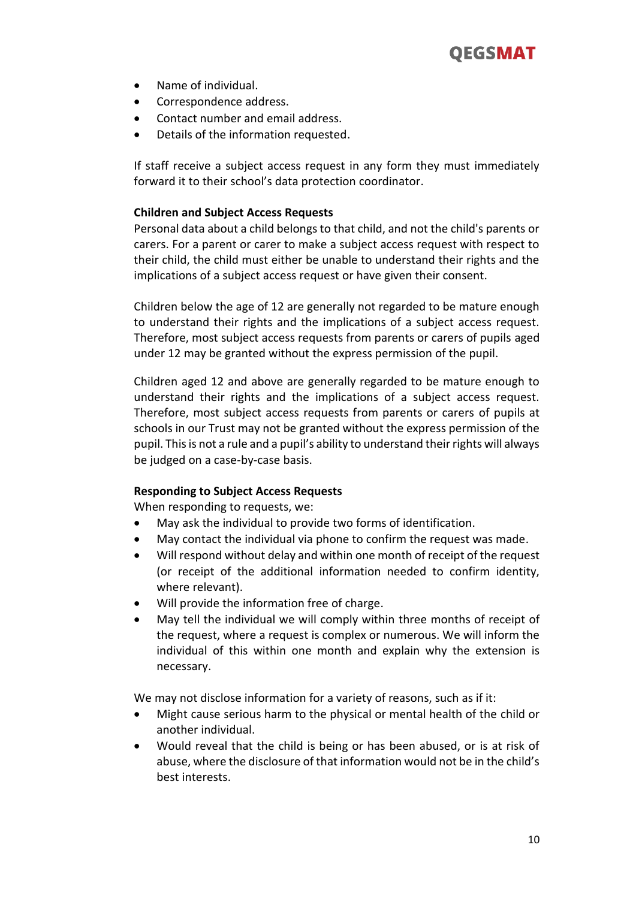- Name of individual.
- Correspondence address.
- Contact number and email address.
- Details of the information requested.

If staff receive a subject access request in any form they must immediately forward it to their school's data protection coordinator.

**Children and Subject Access Requests**

Personal data about a child belongs to that child, and not the child's parents or carers. For a parent or carer to make a subject access request with respect to their child, the child must either be unable to understand their rights and the implications of a subject access request or have given their consent.

Children below the age of 12 are generally not regarded to be mature enough to understand their rights and the implications of a subject access request. Therefore, most subject access requests from parents or carers of pupils aged under 12 may be granted without the express permission of the pupil.

Children aged 12 and above are generally regarded to be mature enough to understand their rights and the implications of a subject access request. Therefore, most subject access requests from parents or carers of pupils at schools in our Trust may not be granted without the express permission of the pupil. This is not a rule and a pupil's ability to understand their rights will always be judged on a case-by-case basis.

**Responding to Subject Access Requests**

When responding to requests, we:

- May ask the individual to provide two forms of identification.
- May contact the individual via phone to confirm the request was made.
- Will respond without delay and within one month of receipt of the request (or receipt of the additional information needed to confirm identity, where relevant).
- Will provide the information free of charge.
- May tell the individual we will comply within three months of receipt of the request, where a request is complex or numerous. We will inform the individual of this within one month and explain why the extension is necessary.

We may not disclose information for a variety of reasons, such as if it:

- Might cause serious harm to the physical or mental health of the child or another individual.
- Would reveal that the child is being or has been abused, or is at risk of abuse, where the disclosure of that information would not be in the child's best interests.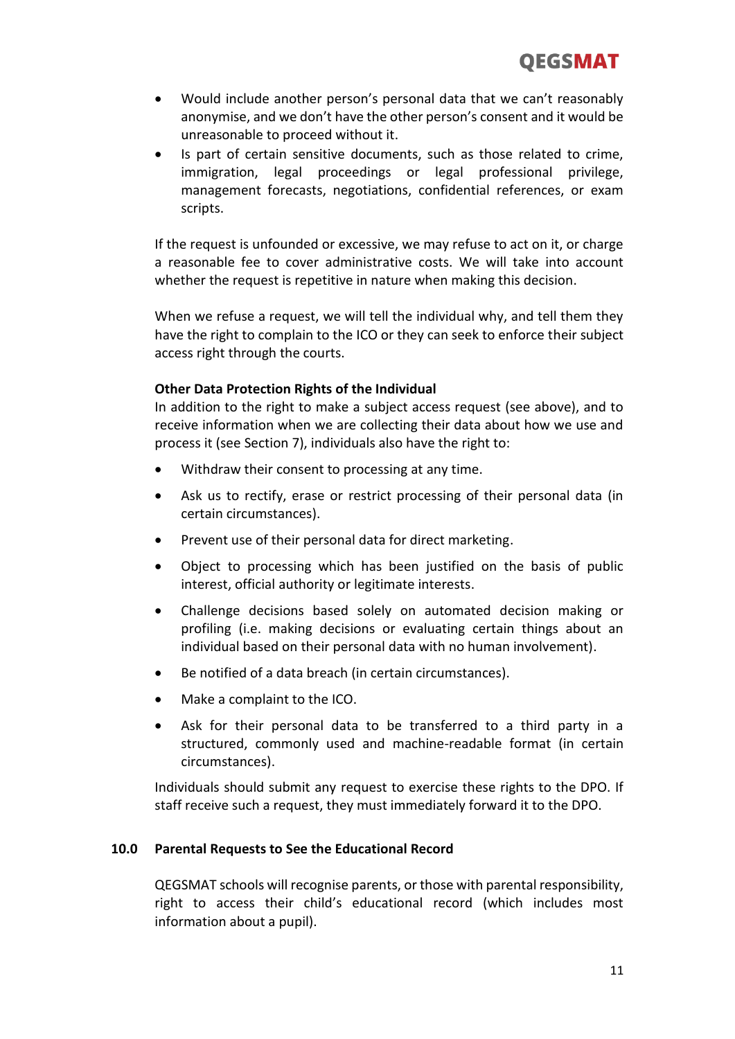- Would include another person's personal data that we can't reasonably anonymise, and we don't have the other person's consent and it would be unreasonable to proceed without it.
- Is part of certain sensitive documents, such as those related to crime, immigration, legal proceedings or legal professional privilege, management forecasts, negotiations, confidential references, or exam scripts.

If the request is unfounded or excessive, we may refuse to act on it, or charge a reasonable fee to cover administrative costs. We will take into account whether the request is repetitive in nature when making this decision.

When we refuse a request, we will tell the individual why, and tell them they have the right to complain to the ICO or they can seek to enforce their subject access right through the courts.

**Other Data Protection Rights of the Individual**

In addition to the right to make a subject access request (see above), and to receive information when we are collecting their data about how we use and process it (see Section 7), individuals also have the right to:

- Withdraw their consent to processing at any time.
- Ask us to rectify, erase or restrict processing of their personal data (in certain circumstances).
- Prevent use of their personal data for direct marketing.
- Object to processing which has been justified on the basis of public interest, official authority or legitimate interests.
- Challenge decisions based solely on automated decision making or profiling (i.e. making decisions or evaluating certain things about an individual based on their personal data with no human involvement).
- Be notified of a data breach (in certain circumstances).
- Make a complaint to the ICO.
- Ask for their personal data to be transferred to a third party in a structured, commonly used and machine-readable format (in certain circumstances).

Individuals should submit any request to exercise these rights to the DPO. If staff receive such a request, they must immediately forward it to the DPO.

## 10.0 Parental Requests to See the Educational Record

QEGSMAT schools will recognise parents, or those with parental responsibility, right to access their child's educational record (which includes most information about a pupil).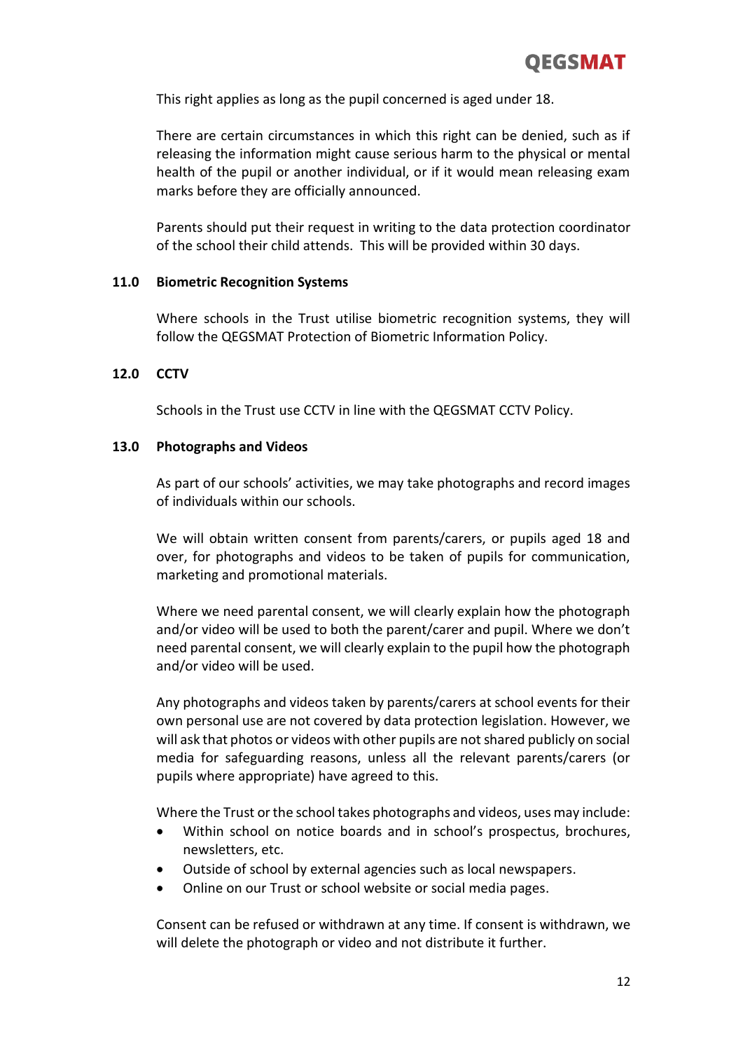This right applies as long as the pupil concerned is aged under 18.

There are certain circumstances in which this right can be denied, such as if releasing the information might cause serious harm to the physical or mental health of the pupil or another individual, or if it would mean releasing exam marks before they are officially announced.

Parents should put their request in writing to the data protection coordinator of the school their child attends. This will be provided within 30 days.

## 11.0 Biometric Recognition Systems

Where schools in the Trust utilise biometric recognition systems, they will follow the QEGSMAT Protection of Biometric Information Policy.

## 12.0 CCTV

Schools in the Trust use CCTV in line with the QEGSMAT CCTV Policy.

## 13.0 Photographs and Videos

As part of our schools' activities, we may take photographs and record images of individuals within our schools.

We will obtain written consent from parents/carers, or pupils aged 18 and over, for photographs and videos to be taken of pupils for communication, marketing and promotional materials.

Where we need parental consent, we will clearly explain how the photograph and/or video will be used to both the parent/carer and pupil. Where we don't need parental consent, we will clearly explain to the pupil how the photograph and/or video will be used.

Any photographs and videos taken by parents/carers at school events for their own personal use are not covered by data protection legislation. However, we will ask that photos or videos with other pupils are not shared publicly on social media for safeguarding reasons, unless all the relevant parents/carers (or pupils where appropriate) have agreed to this.

Where the Trust or the school takes photographs and videos, uses may include:

- Within school on notice boards and in school's prospectus, brochures, newsletters, etc.
- Outside of school by external agencies such as local newspapers.
- Online on our Trust or school website or social media pages.

Consent can be refused or withdrawn at any time. If consent is withdrawn, we will delete the photograph or video and not distribute it further.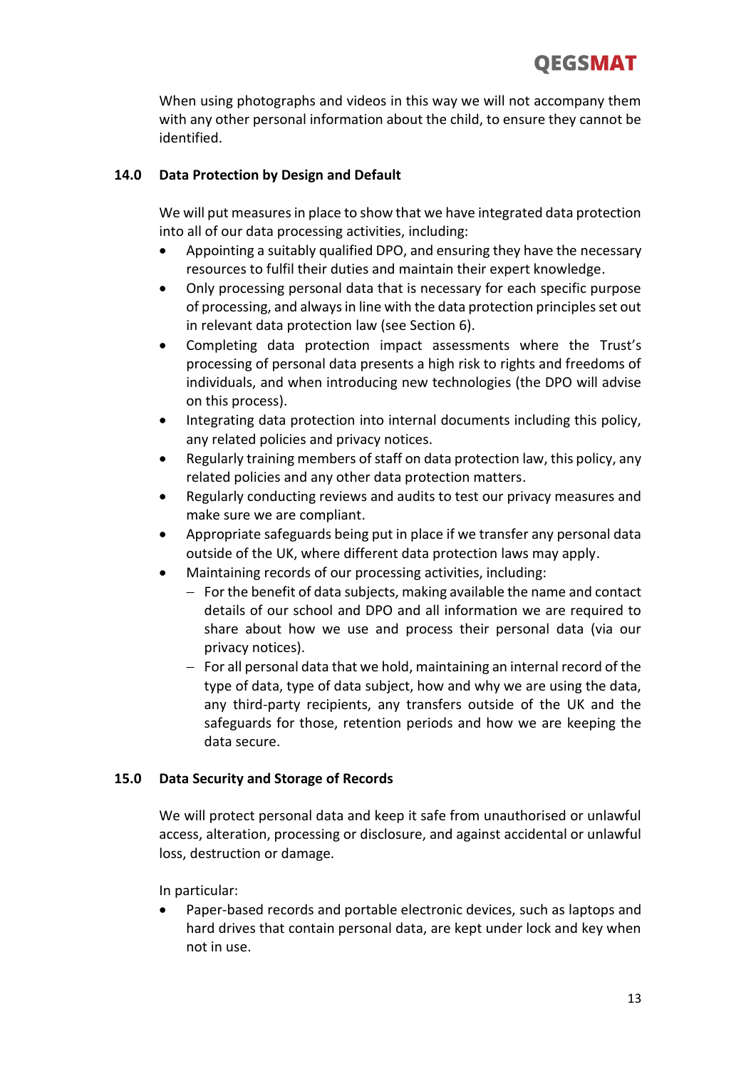When using photographs and videos in this way we will not accompany them with any other personal information about the child, to ensure they cannot be identified.

## 14.0 Data Protection by Design and Default

We will put measures in place to show that we have integrated data protection into all of our data processing activities, including:

- Appointing a suitably qualified DPO, and ensuring they have the necessary resources to fulfil their duties and maintain their expert knowledge.
- Only processing personal data that is necessary for each specific purpose of processing, and always in line with the data protection principles set out in relevant data protection law (see Section 6).
- Completing data protection impact assessments where the Trust's processing of personal data presents a high risk to rights and freedoms of individuals, and when introducing new technologies (the DPO will advise on this process).
- Integrating data protection into internal documents including this policy, any related policies and privacy notices.
- Regularly training members of staff on data protection law, this policy, any related policies and any other data protection matters.
- Regularly conducting reviews and audits to test our privacy measures and make sure we are compliant.
- Appropriate safeguards being put in place if we transfer any personal data outside of the UK, where different data protection laws may apply.
- Maintaining records of our processing activities, including:
  - For the benefit of data subjects, making available the name and contact details of our school and DPO and all information we are required to share about how we use and process their personal data (via our privacy notices).
  - For all personal data that we hold, maintaining an internal record of the type of data, type of data subject, how and why we are using the data, any third-party recipients, any transfers outside of the UK and the safeguards for those, retention periods and how we are keeping the data secure.

## 15.0 Data Security and Storage of Records

We will protect personal data and keep it safe from unauthorised or unlawful access, alteration, processing or disclosure, and against accidental or unlawful loss, destruction or damage.

In particular:

- Paper-based records and portable electronic devices, such as laptops and hard drives that contain personal data, are kept under lock and key when not in use.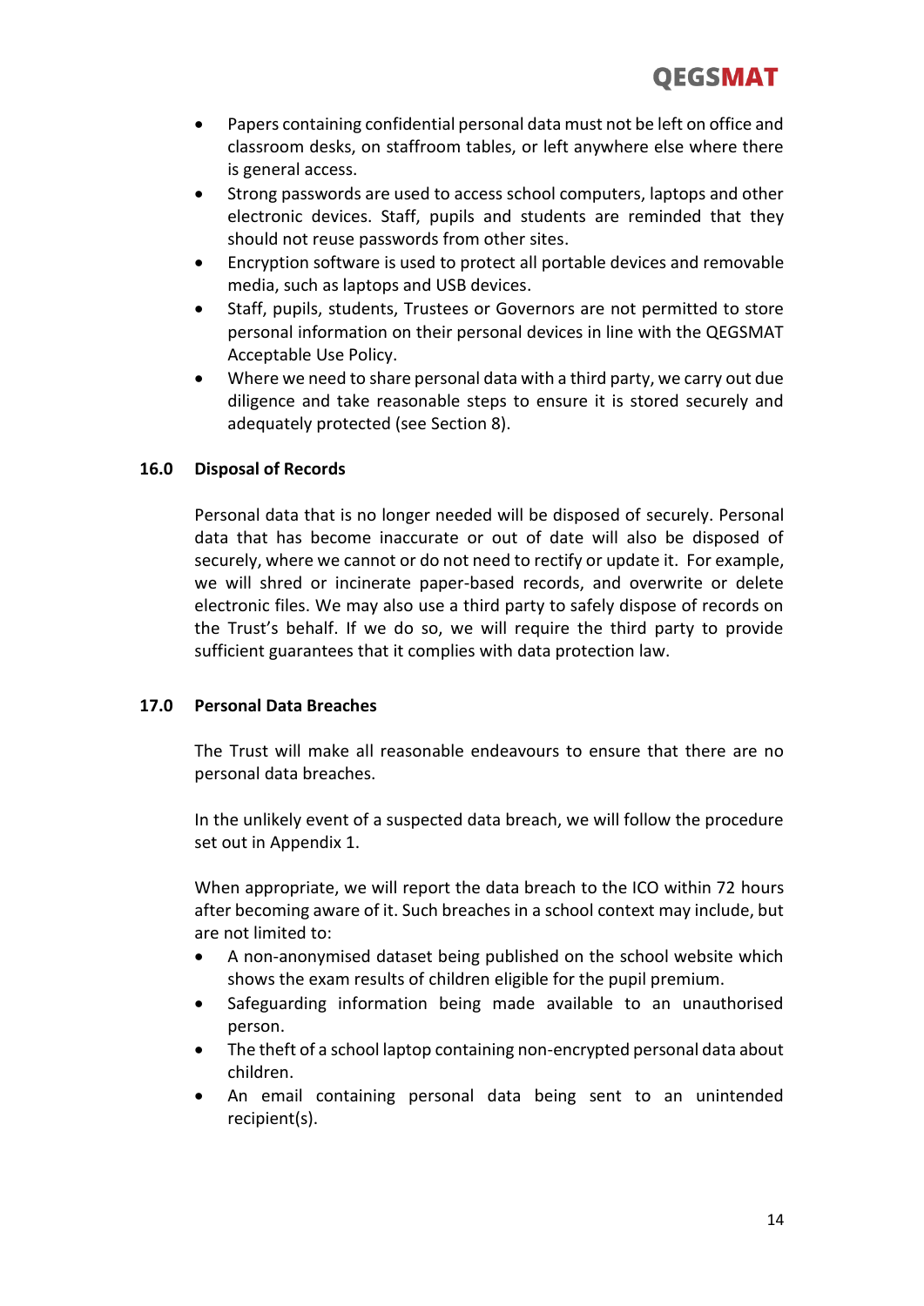- Papers containing confidential personal data must not be left on office and classroom desks, on staffroom tables, or left anywhere else where there is general access.
- Strong passwords are used to access school computers, laptops and other electronic devices. Staff, pupils and students are reminded that they should not reuse passwords from other sites.
- Encryption software is used to protect all portable devices and removable media, such as laptops and USB devices.
- Staff, pupils, students, Trustees or Governors are not permitted to store personal information on their personal devices in line with the QEGSMAT Acceptable Use Policy.
- Where we need to share personal data with a third party, we carry out due diligence and take reasonable steps to ensure it is stored securely and adequately protected (see Section 8).

## 16.0 Disposal of Records

Personal data that is no longer needed will be disposed of securely. Personal data that has become inaccurate or out of date will also be disposed of securely, where we cannot or do not need to rectify or update it. For example, we will shred or incinerate paper-based records, and overwrite or delete electronic files. We may also use a third party to safely dispose of records on the Trust's behalf. If we do so, we will require the third party to provide sufficient guarantees that it complies with data protection law.

## 17.0 Personal Data Breaches

The Trust will make all reasonable endeavours to ensure that there are no personal data breaches.

In the unlikely event of a suspected data breach, we will follow the procedure set out in Appendix 1.

When appropriate, we will report the data breach to the ICO within 72 hours after becoming aware of it. Such breaches in a school context may include, but are not limited to:

- A non-anonymised dataset being published on the school website which shows the exam results of children eligible for the pupil premium.
- Safeguarding information being made available to an unauthorised person.
- The theft of a school laptop containing non-encrypted personal data about children.
- An email containing personal data being sent to an unintended recipient(s).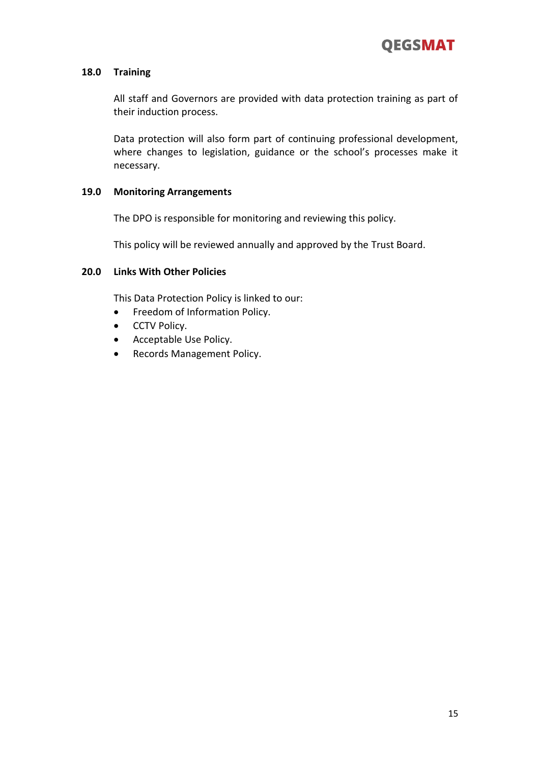## 18.0 Training

All staff and Governors are provided with data protection training as part of their induction process.

Data protection will also form part of continuing professional development, where changes to legislation, guidance or the school's processes make it necessary.

## 19.0 Monitoring Arrangements

The DPO is responsible for monitoring and reviewing this policy.

This policy will be reviewed annually and approved by the Trust Board.

## 20.0 Links With Other Policies

This Data Protection Policy is linked to our:

- Freedom of Information Policy.
- CCTV Policy.
- Acceptable Use Policy.
- Records Management Policy.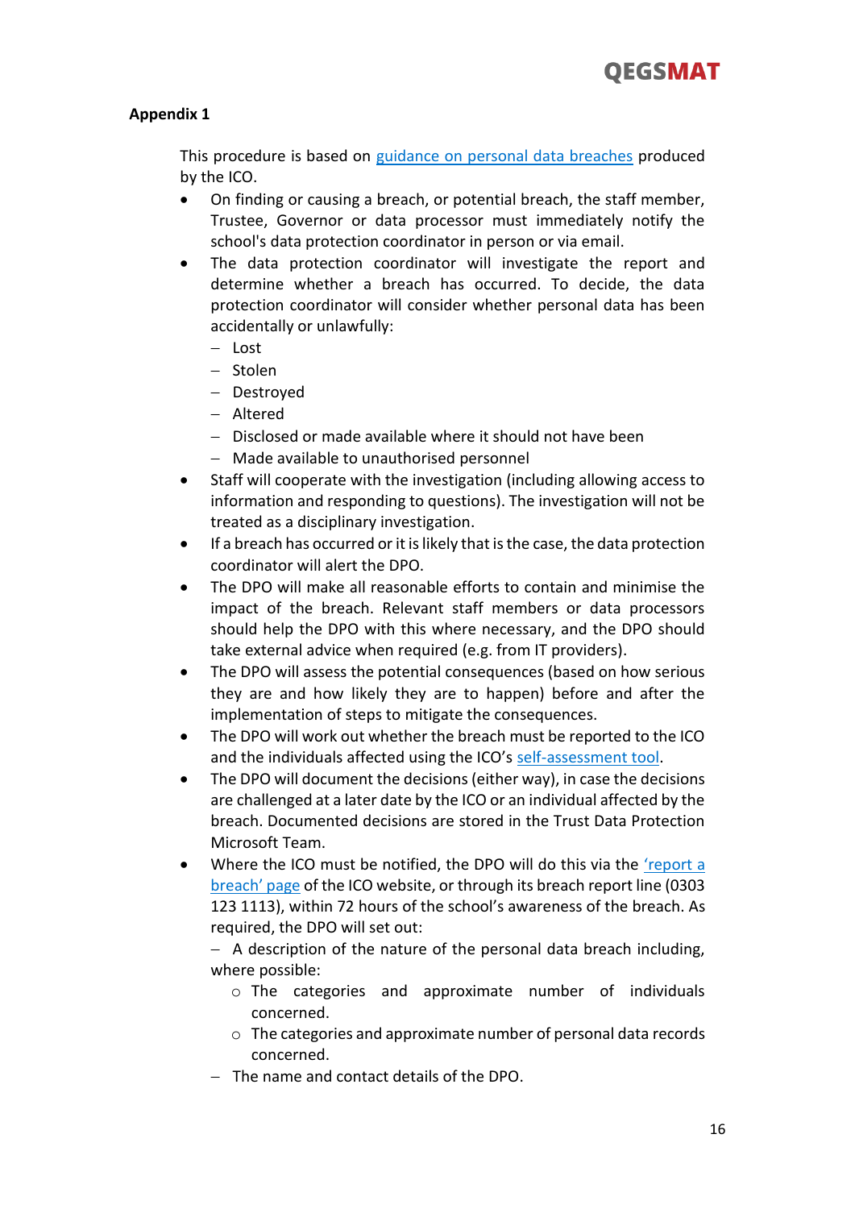**Appendix 1**

This procedure is based on [guidance on personal data breaches] produced by the ICO.

- On finding or causing a breach, or potential breach, the staff member, Trustee, Governor or data processor must immediately notify the school's data protection coordinator in person or via email.
- The data protection coordinator will investigate the report and determine whether a breach has occurred. To decide, the data protection coordinator will consider whether personal data has been accidentally or unlawfully:
  - Lost
  - Stolen
  - Destroyed
  - Altered
  - Disclosed or made available where it should not have been
  - Made available to unauthorised personnel
- Staff will cooperate with the investigation (including allowing access to information and responding to questions). The investigation will not be treated as a disciplinary investigation.
- If a breach has occurred or it is likely that is the case, the data protection coordinator will alert the DPO.
- The DPO will make all reasonable efforts to contain and minimise the impact of the breach. Relevant staff members or data processors should help the DPO with this where necessary, and the DPO should take external advice when required (e.g. from IT providers).
- The DPO will assess the potential consequences (based on how serious they are and how likely they are to happen) before and after the implementation of steps to mitigate the consequences.
- The DPO will work out whether the breach must be reported to the ICO and the individuals affected using the ICO's [self-assessment tool].
- The DPO will document the decisions (either way), in case the decisions are challenged at a later date by the ICO or an individual affected by the breach. Documented decisions are stored in the Trust Data Protection Microsoft Team.
- Where the ICO must be notified, the DPO will do this via the ['report a breach' page] of the ICO website, or through its breach report line (0303 123 1113), within 72 hours of the school's awareness of the breach. As required, the DPO will set out:
  - A description of the nature of the personal data breach including, where possible:
    - The categories and approximate number of individuals concerned.
    - The categories and approximate number of personal data records concerned.
  - The name and contact details of the DPO.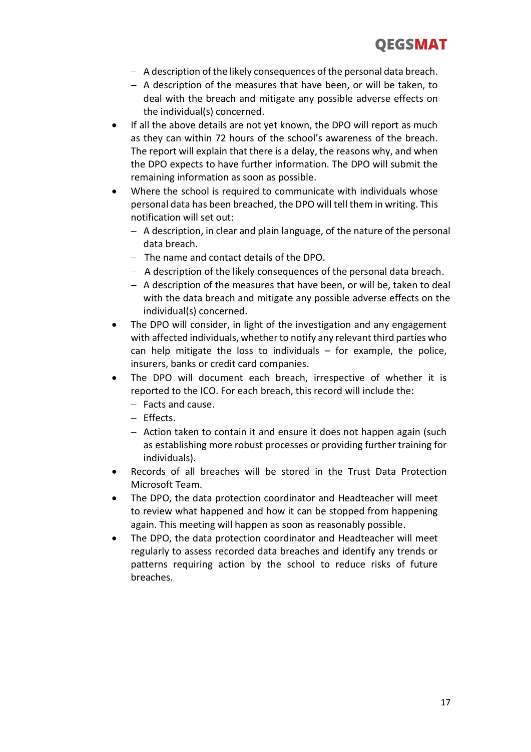- A description of the likely consequences of the personal data breach.
  - A description of the measures that have been, or will be taken, to deal with the breach and mitigate any possible adverse effects on the individual(s) concerned.
- If all the above details are not yet known, the DPO will report as much as they can within 72 hours of the school's awareness of the breach. The report will explain that there is a delay, the reasons why, and when the DPO expects to have further information. The DPO will submit the remaining information as soon as possible.
- Where the school is required to communicate with individuals whose personal data has been breached, the DPO will tell them in writing. This notification will set out:
  - A description, in clear and plain language, of the nature of the personal data breach.
  - The name and contact details of the DPO.
  - A description of the likely consequences of the personal data breach.
  - A description of the measures that have been, or will be, taken to deal with the data breach and mitigate any possible adverse effects on the individual(s) concerned.
- The DPO will consider, in light of the investigation and any engagement with affected individuals, whether to notify any relevant third parties who can help mitigate the loss to individuals – for example, the police, insurers, banks or credit card companies.
- The DPO will document each breach, irrespective of whether it is reported to the ICO. For each breach, this record will include the:
  - Facts and cause.
  - Effects.
  - Action taken to contain it and ensure it does not happen again (such as establishing more robust processes or providing further training for individuals).
- Records of all breaches will be stored in the Trust Data Protection Microsoft Team.
- The DPO, the data protection coordinator and Headteacher will meet to review what happened and how it can be stopped from happening again. This meeting will happen as soon as reasonably possible.
- The DPO, the data protection coordinator and Headteacher will meet regularly to assess recorded data breaches and identify any trends or patterns requiring action by the school to reduce risks of future breaches.